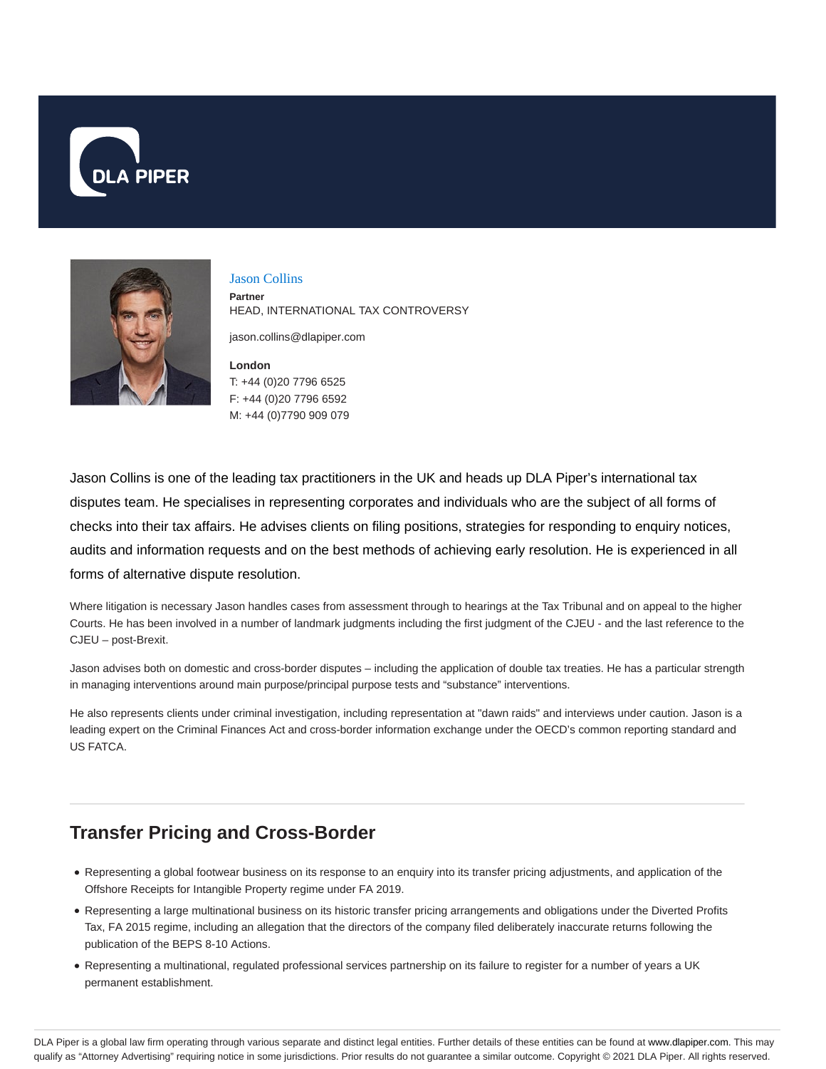DLA PIPER

# Jason Collins

**Partner**
HEAD, INTERNATIONAL TAX CONTROVERSY

jason.collins@dlapiper.com

**London**
T: +44 (0)20 7796 6525
F: +44 (0)20 7796 6592
M: +44 (0)7790 909 079

Jason Collins is one of the leading tax practitioners in the UK and heads up DLA Piper's international tax disputes team. He specialises in representing corporates and individuals who are the subject of all forms of checks into their tax affairs. He advises clients on filing positions, strategies for responding to enquiry notices, audits and information requests and on the best methods of achieving early resolution. He is experienced in all forms of alternative dispute resolution.

Where litigation is necessary Jason handles cases from assessment through to hearings at the Tax Tribunal and on appeal to the higher Courts. He has been involved in a number of landmark judgments including the first judgment of the CJEU - and the last reference to the CJEU – post-Brexit.

Jason advises both on domestic and cross-border disputes – including the application of double tax treaties. He has a particular strength in managing interventions around main purpose/principal purpose tests and "substance" interventions.

He also represents clients under criminal investigation, including representation at "dawn raids" and interviews under caution. Jason is a leading expert on the Criminal Finances Act and cross-border information exchange under the OECD's common reporting standard and US FATCA.

## Transfer Pricing and Cross-Border

- Representing a global footwear business on its response to an enquiry into its transfer pricing adjustments, and application of the Offshore Receipts for Intangible Property regime under FA 2019.
- Representing a large multinational business on its historic transfer pricing arrangements and obligations under the Diverted Profits Tax, FA 2015 regime, including an allegation that the directors of the company filed deliberately inaccurate returns following the publication of the BEPS 8-10 Actions.
- Representing a multinational, regulated professional services partnership on its failure to register for a number of years a UK permanent establishment.

DLA Piper is a global law firm operating through various separate and distinct legal entities. Further details of these entities can be found at www.dlapiper.com. This may qualify as "Attorney Advertising" requiring notice in some jurisdictions. Prior results do not guarantee a similar outcome. Copyright © 2021 DLA Piper. All rights reserved.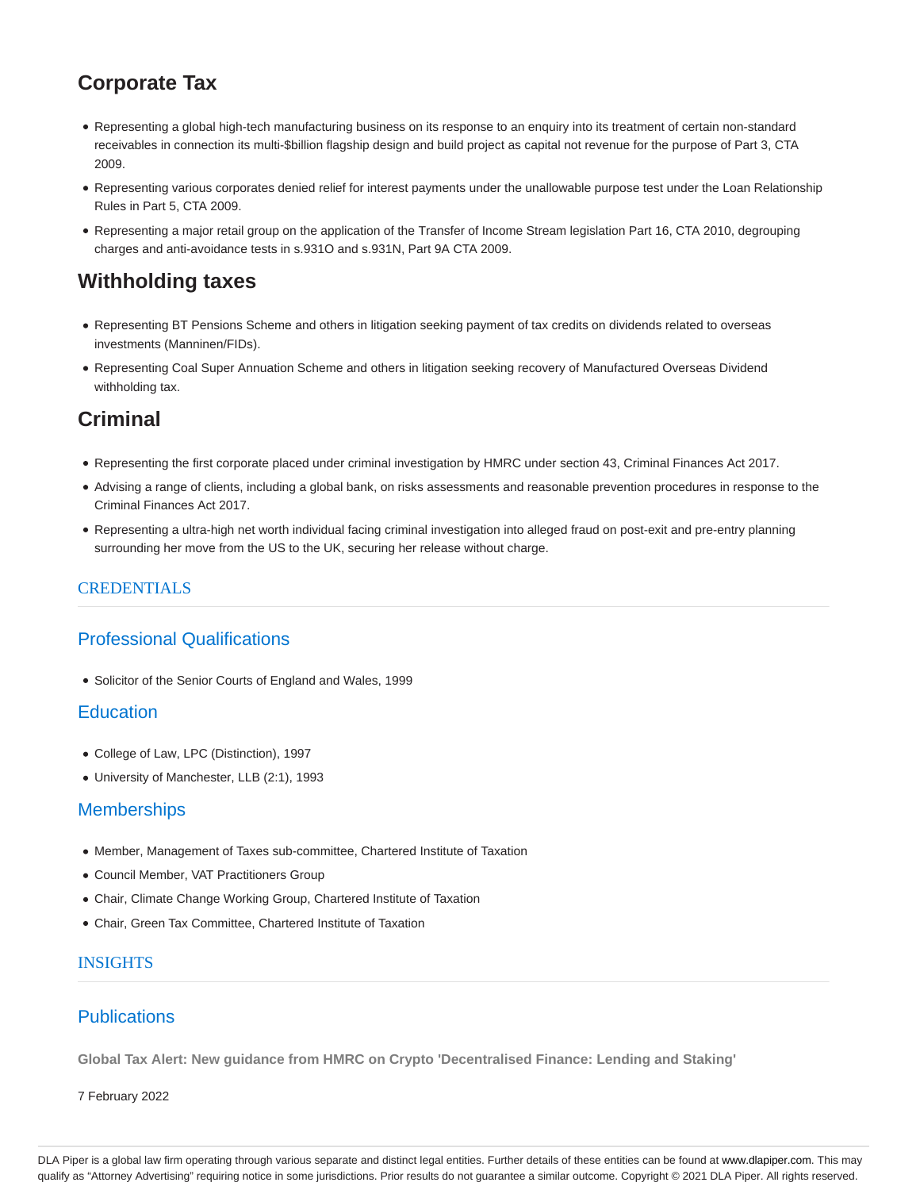## Corporate Tax

- Representing a global high-tech manufacturing business on its response to an enquiry into its treatment of certain non-standard receivables in connection its multi-$billion flagship design and build project as capital not revenue for the purpose of Part 3, CTA 2009.
- Representing various corporates denied relief for interest payments under the unallowable purpose test under the Loan Relationship Rules in Part 5, CTA 2009.
- Representing a major retail group on the application of the Transfer of Income Stream legislation Part 16, CTA 2010, degrouping charges and anti-avoidance tests in s.931O and s.931N, Part 9A CTA 2009.

## Withholding taxes

- Representing BT Pensions Scheme and others in litigation seeking payment of tax credits on dividends related to overseas investments (Manninen/FIDs).
- Representing Coal Super Annuation Scheme and others in litigation seeking recovery of Manufactured Overseas Dividend withholding tax.

## Criminal

- Representing the first corporate placed under criminal investigation by HMRC under section 43, Criminal Finances Act 2017.
- Advising a range of clients, including a global bank, on risks assessments and reasonable prevention procedures in response to the Criminal Finances Act 2017.
- Representing a ultra-high net worth individual facing criminal investigation into alleged fraud on post-exit and pre-entry planning surrounding her move from the US to the UK, securing her release without charge.

## CREDENTIALS

### Professional Qualifications

- Solicitor of the Senior Courts of England and Wales, 1999

### Education

- College of Law, LPC (Distinction), 1997
- University of Manchester, LLB (2:1), 1993

### Memberships

- Member, Management of Taxes sub-committee, Chartered Institute of Taxation
- Council Member, VAT Practitioners Group
- Chair, Climate Change Working Group, Chartered Institute of Taxation
- Chair, Green Tax Committee, Chartered Institute of Taxation

## INSIGHTS

### Publications

**Global Tax Alert: New guidance from HMRC on Crypto 'Decentralised Finance: Lending and Staking'**

7 February 2022

DLA Piper is a global law firm operating through various separate and distinct legal entities. Further details of these entities can be found at www.dlapiper.com. This may qualify as "Attorney Advertising" requiring notice in some jurisdictions. Prior results do not guarantee a similar outcome. Copyright © 2021 DLA Piper. All rights reserved.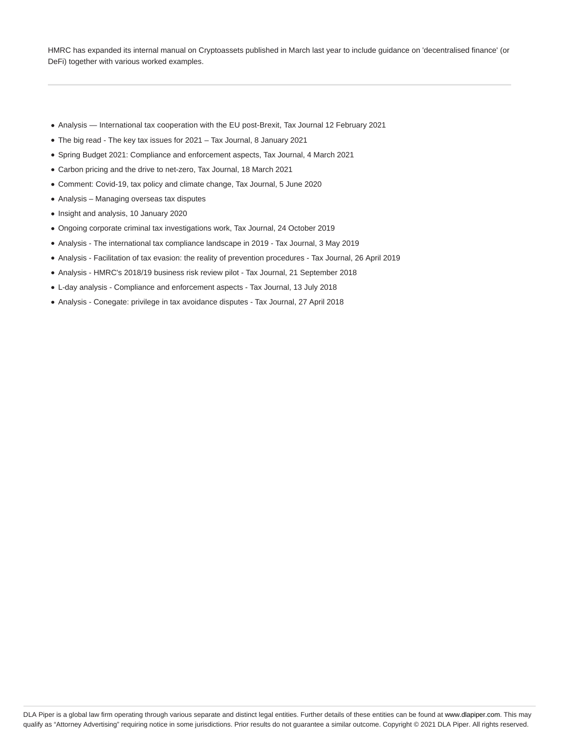HMRC has expanded its internal manual on Cryptoassets published in March last year to include guidance on 'decentralised finance' (or DeFi) together with various worked examples.

---

- Analysis — International tax cooperation with the EU post-Brexit, Tax Journal 12 February 2021
- The big read - The key tax issues for 2021 – Tax Journal, 8 January 2021
- Spring Budget 2021: Compliance and enforcement aspects, Tax Journal, 4 March 2021
- Carbon pricing and the drive to net-zero, Tax Journal, 18 March 2021
- Comment: Covid-19, tax policy and climate change, Tax Journal, 5 June 2020
- Analysis – Managing overseas tax disputes
- Insight and analysis, 10 January 2020
- Ongoing corporate criminal tax investigations work, Tax Journal, 24 October 2019
- Analysis - The international tax compliance landscape in 2019 - Tax Journal, 3 May 2019
- Analysis - Facilitation of tax evasion: the reality of prevention procedures - Tax Journal, 26 April 2019
- Analysis - HMRC's 2018/19 business risk review pilot - Tax Journal, 21 September 2018
- L-day analysis - Compliance and enforcement aspects - Tax Journal, 13 July 2018
- Analysis - Conegate: privilege in tax avoidance disputes - Tax Journal, 27 April 2018

DLA Piper is a global law firm operating through various separate and distinct legal entities. Further details of these entities can be found at www.dlapiper.com. This may qualify as “Attorney Advertising” requiring notice in some jurisdictions. Prior results do not guarantee a similar outcome. Copyright © 2021 DLA Piper. All rights reserved.